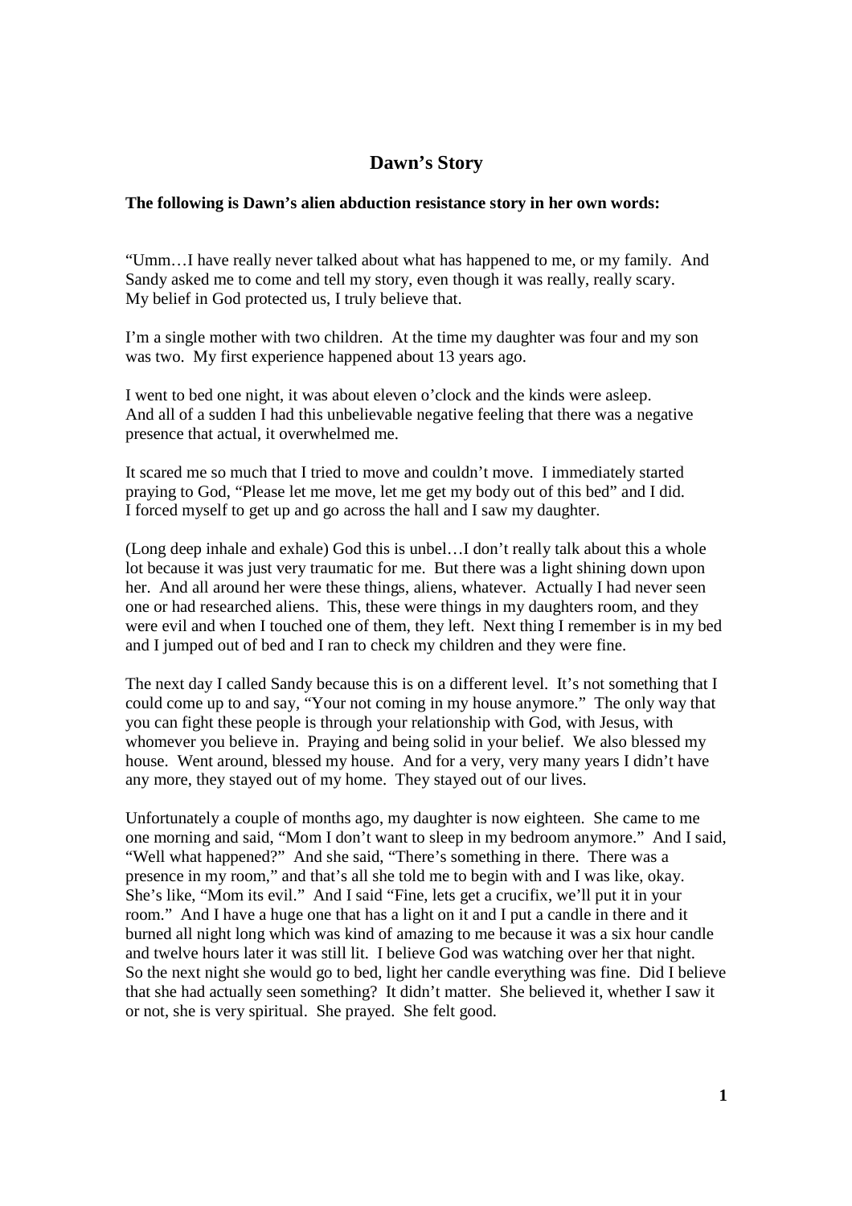# Dawn's Story

**The following is Dawn's alien abduction resistance story in her own words:**

"Umm…I have really never talked about what has happened to me, or my family. And Sandy asked me to come and tell my story, even though it was really, really scary. My belief in God protected us, I truly believe that.

I'm a single mother with two children. At the time my daughter was four and my son was two. My first experience happened about 13 years ago.

I went to bed one night, it was about eleven o'clock and the kinds were asleep. And all of a sudden I had this unbelievable negative feeling that there was a negative presence that actual, it overwhelmed me.

It scared me so much that I tried to move and couldn't move. I immediately started praying to God, "Please let me move, let me get my body out of this bed" and I did. I forced myself to get up and go across the hall and I saw my daughter.

(Long deep inhale and exhale) God this is unbel…I don't really talk about this a whole lot because it was just very traumatic for me. But there was a light shining down upon her. And all around her were these things, aliens, whatever. Actually I had never seen one or had researched aliens. This, these were things in my daughters room, and they were evil and when I touched one of them, they left. Next thing I remember is in my bed and I jumped out of bed and I ran to check my children and they were fine.

The next day I called Sandy because this is on a different level. It's not something that I could come up to and say, "Your not coming in my house anymore." The only way that you can fight these people is through your relationship with God, with Jesus, with whomever you believe in. Praying and being solid in your belief. We also blessed my house. Went around, blessed my house. And for a very, very many years I didn't have any more, they stayed out of my home. They stayed out of our lives.

Unfortunately a couple of months ago, my daughter is now eighteen. She came to me one morning and said, "Mom I don't want to sleep in my bedroom anymore." And I said, "Well what happened?" And she said, "There's something in there. There was a presence in my room," and that's all she told me to begin with and I was like, okay. She's like, "Mom its evil." And I said "Fine, lets get a crucifix, we'll put it in your room." And I have a huge one that has a light on it and I put a candle in there and it burned all night long which was kind of amazing to me because it was a six hour candle and twelve hours later it was still lit. I believe God was watching over her that night. So the next night she would go to bed, light her candle everything was fine. Did I believe that she had actually seen something? It didn't matter. She believed it, whether I saw it or not, she is very spiritual. She prayed. She felt good.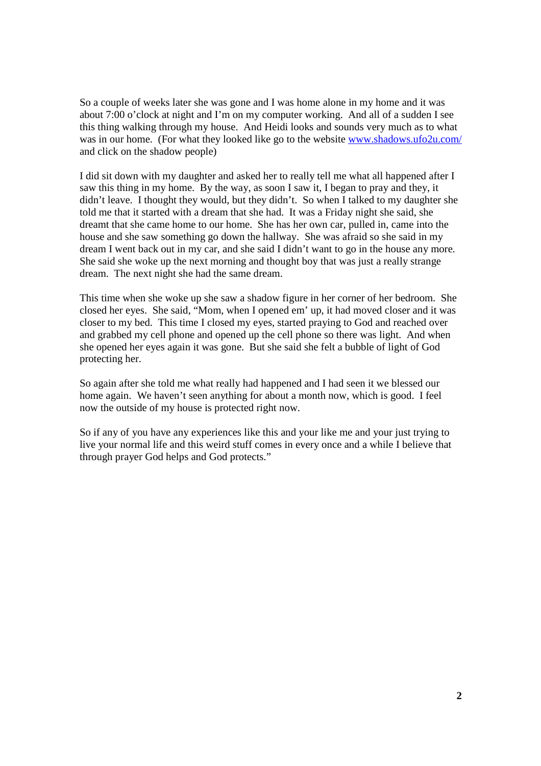So a couple of weeks later she was gone and I was home alone in my home and it was about 7:00 o'clock at night and I'm on my computer working. And all of a sudden I see this thing walking through my house. And Heidi looks and sounds very much as to what was in our home. (For what they looked like go to the website [www.shadows.ufo2u.com/](www.shadows.ufo2u.com/) and click on the shadow people)

I did sit down with my daughter and asked her to really tell me what all happened after I saw this thing in my home. By the way, as soon I saw it, I began to pray and they, it didn't leave. I thought they would, but they didn't. So when I talked to my daughter she told me that it started with a dream that she had. It was a Friday night she said, she dreamt that she came home to our home. She has her own car, pulled in, came into the house and she saw something go down the hallway. She was afraid so she said in my dream I went back out in my car, and she said I didn't want to go in the house any more. She said she woke up the next morning and thought boy that was just a really strange dream. The next night she had the same dream.

This time when she woke up she saw a shadow figure in her corner of her bedroom. She closed her eyes. She said, "Mom, when I opened em' up, it had moved closer and it was closer to my bed. This time I closed my eyes, started praying to God and reached over and grabbed my cell phone and opened up the cell phone so there was light. And when she opened her eyes again it was gone. But she said she felt a bubble of light of God protecting her.

So again after she told me what really had happened and I had seen it we blessed our home again. We haven't seen anything for about a month now, which is good. I feel now the outside of my house is protected right now.

So if any of you have any experiences like this and your like me and your just trying to live your normal life and this weird stuff comes in every once and a while I believe that through prayer God helps and God protects."